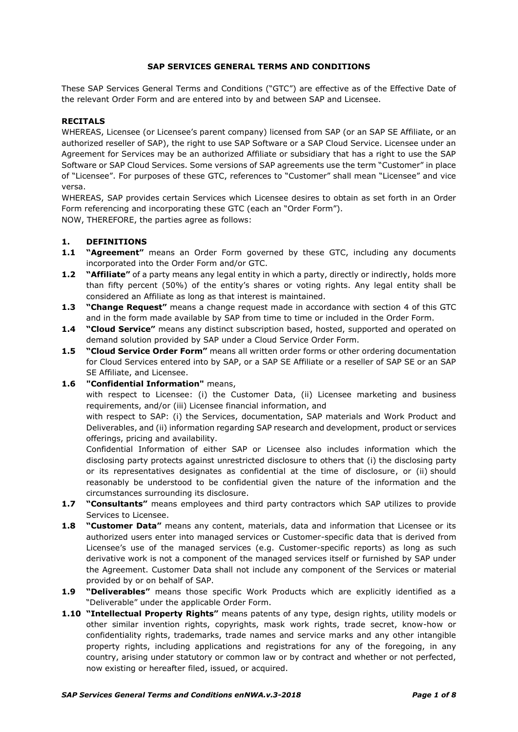# SAP SERVICES GENERAL TERMS AND CONDITIONS

These SAP Services General Terms and Conditions ("GTC") are effective as of the Effective Date of the relevant Order Form and are entered into by and between SAP and Licensee.

## RECITALS

WHEREAS, Licensee (or Licensee's parent company) licensed from SAP (or an SAP SE Affiliate, or an authorized reseller of SAP), the right to use SAP Software or a SAP Cloud Service. Licensee under an Agreement for Services may be an authorized Affiliate or subsidiary that has a right to use the SAP Software or SAP Cloud Services. Some versions of SAP agreements use the term "Customer" in place of "Licensee". For purposes of these GTC, references to "Customer" shall mean "Licensee" and vice versa.

WHEREAS, SAP provides certain Services which Licensee desires to obtain as set forth in an Order Form referencing and incorporating these GTC (each an "Order Form").

NOW, THEREFORE, the parties agree as follows:

## 1. DEFINITIONS

**1.1 "Agreement"** means an Order Form governed by these GTC, including any documents incorporated into the Order Form and/or GTC.

**1.2 "Affiliate"** of a party means any legal entity in which a party, directly or indirectly, holds more than fifty percent (50%) of the entity's shares or voting rights. Any legal entity shall be considered an Affiliate as long as that interest is maintained.

**1.3 "Change Request"** means a change request made in accordance with section 4 of this GTC and in the form made available by SAP from time to time or included in the Order Form.

**1.4 "Cloud Service"** means any distinct subscription based, hosted, supported and operated on demand solution provided by SAP under a Cloud Service Order Form.

**1.5 "Cloud Service Order Form"** means all written order forms or other ordering documentation for Cloud Services entered into by SAP, or a SAP SE Affiliate or a reseller of SAP SE or an SAP SE Affiliate, and Licensee.

**1.6 "Confidential Information"** means,

with respect to Licensee: (i) the Customer Data, (ii) Licensee marketing and business requirements, and/or (iii) Licensee financial information, and

with respect to SAP: (i) the Services, documentation, SAP materials and Work Product and Deliverables, and (ii) information regarding SAP research and development, product or services offerings, pricing and availability.

Confidential Information of either SAP or Licensee also includes information which the disclosing party protects against unrestricted disclosure to others that (i) the disclosing party or its representatives designates as confidential at the time of disclosure, or (ii) should reasonably be understood to be confidential given the nature of the information and the circumstances surrounding its disclosure.

**1.7 "Consultants"** means employees and third party contractors which SAP utilizes to provide Services to Licensee.

**1.8 "Customer Data"** means any content, materials, data and information that Licensee or its authorized users enter into managed services or Customer-specific data that is derived from Licensee's use of the managed services (e.g. Customer-specific reports) as long as such derivative work is not a component of the managed services itself or furnished by SAP under the Agreement. Customer Data shall not include any component of the Services or material provided by or on behalf of SAP.

**1.9 "Deliverables"** means those specific Work Products which are explicitly identified as a "Deliverable" under the applicable Order Form.

**1.10 "Intellectual Property Rights"** means patents of any type, design rights, utility models or other similar invention rights, copyrights, mask work rights, trade secret, know-how or confidentiality rights, trademarks, trade names and service marks and any other intangible property rights, including applications and registrations for any of the foregoing, in any country, arising under statutory or common law or by contract and whether or not perfected, now existing or hereafter filed, issued, or acquired.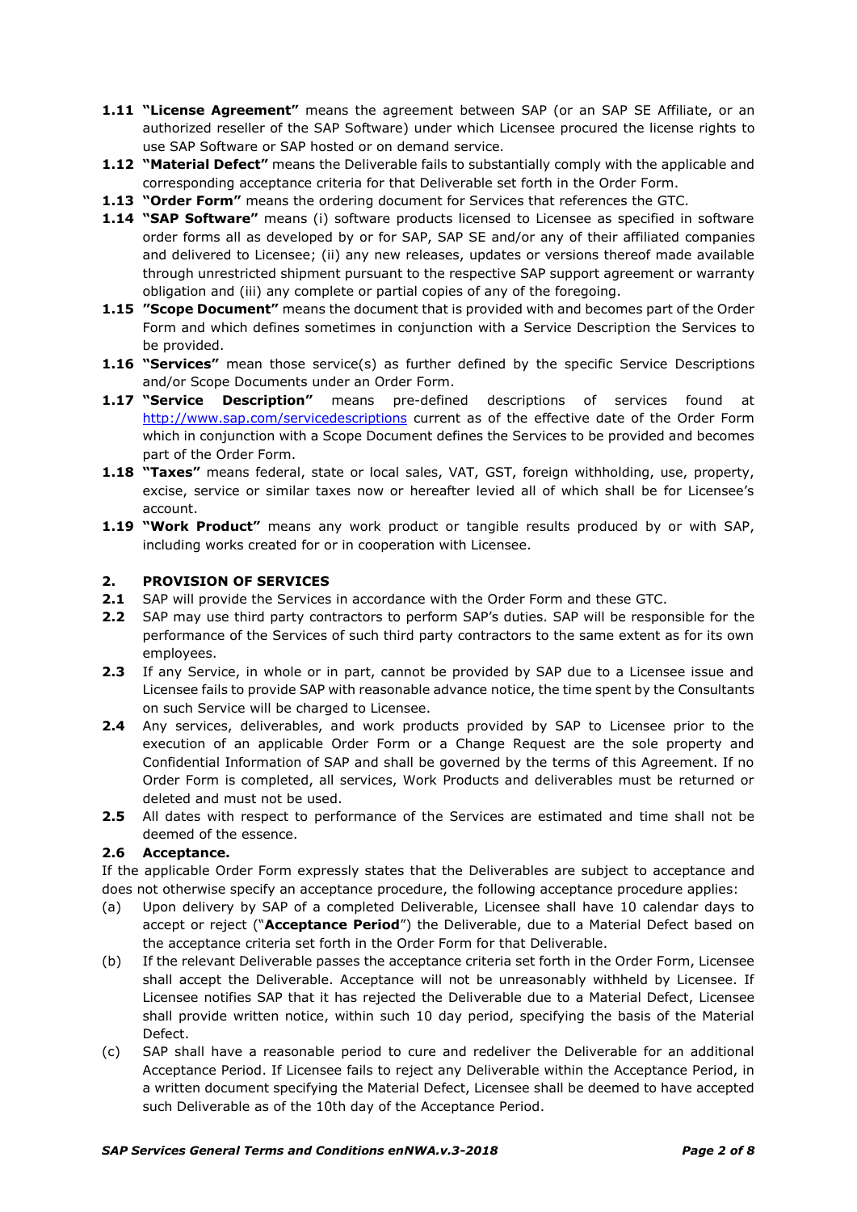**1.11 "License Agreement"** means the agreement between SAP (or an SAP SE Affiliate, or an authorized reseller of the SAP Software) under which Licensee procured the license rights to use SAP Software or SAP hosted or on demand service.

**1.12 "Material Defect"** means the Deliverable fails to substantially comply with the applicable and corresponding acceptance criteria for that Deliverable set forth in the Order Form.

**1.13 "Order Form"** means the ordering document for Services that references the GTC.

**1.14 "SAP Software"** means (i) software products licensed to Licensee as specified in software order forms all as developed by or for SAP, SAP SE and/or any of their affiliated companies and delivered to Licensee; (ii) any new releases, updates or versions thereof made available through unrestricted shipment pursuant to the respective SAP support agreement or warranty obligation and (iii) any complete or partial copies of any of the foregoing.

**1.15 "Scope Document"** means the document that is provided with and becomes part of the Order Form and which defines sometimes in conjunction with a Service Description the Services to be provided.

**1.16 "Services"** mean those service(s) as further defined by the specific Service Descriptions and/or Scope Documents under an Order Form.

**1.17 "Service Description"** means pre-defined descriptions of services found at http://www.sap.com/servicedescriptions current as of the effective date of the Order Form which in conjunction with a Scope Document defines the Services to be provided and becomes part of the Order Form.

**1.18 "Taxes"** means federal, state or local sales, VAT, GST, foreign withholding, use, property, excise, service or similar taxes now or hereafter levied all of which shall be for Licensee's account.

**1.19 "Work Product"** means any work product or tangible results produced by or with SAP, including works created for or in cooperation with Licensee.

## 2. PROVISION OF SERVICES

**2.1** SAP will provide the Services in accordance with the Order Form and these GTC.

**2.2** SAP may use third party contractors to perform SAP's duties. SAP will be responsible for the performance of the Services of such third party contractors to the same extent as for its own employees.

**2.3** If any Service, in whole or in part, cannot be provided by SAP due to a Licensee issue and Licensee fails to provide SAP with reasonable advance notice, the time spent by the Consultants on such Service will be charged to Licensee.

**2.4** Any services, deliverables, and work products provided by SAP to Licensee prior to the execution of an applicable Order Form or a Change Request are the sole property and Confidential Information of SAP and shall be governed by the terms of this Agreement. If no Order Form is completed, all services, Work Products and deliverables must be returned or deleted and must not be used.

**2.5** All dates with respect to performance of the Services are estimated and time shall not be deemed of the essence.

**2.6 Acceptance.**

If the applicable Order Form expressly states that the Deliverables are subject to acceptance and does not otherwise specify an acceptance procedure, the following acceptance procedure applies:

(a) Upon delivery by SAP of a completed Deliverable, Licensee shall have 10 calendar days to accept or reject ("**Acceptance Period**") the Deliverable, due to a Material Defect based on the acceptance criteria set forth in the Order Form for that Deliverable.

(b) If the relevant Deliverable passes the acceptance criteria set forth in the Order Form, Licensee shall accept the Deliverable. Acceptance will not be unreasonably withheld by Licensee. If Licensee notifies SAP that it has rejected the Deliverable due to a Material Defect, Licensee shall provide written notice, within such 10 day period, specifying the basis of the Material Defect.

(c) SAP shall have a reasonable period to cure and redeliver the Deliverable for an additional Acceptance Period. If Licensee fails to reject any Deliverable within the Acceptance Period, in a written document specifying the Material Defect, Licensee shall be deemed to have accepted such Deliverable as of the 10th day of the Acceptance Period.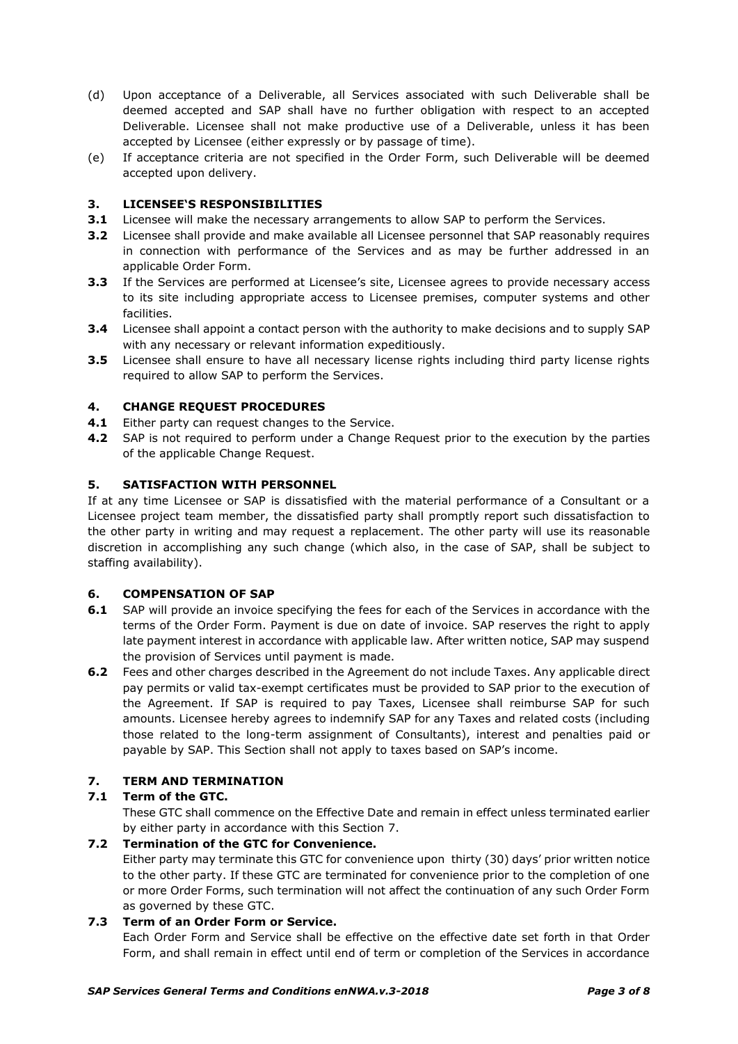(d) Upon acceptance of a Deliverable, all Services associated with such Deliverable shall be deemed accepted and SAP shall have no further obligation with respect to an accepted Deliverable. Licensee shall not make productive use of a Deliverable, unless it has been accepted by Licensee (either expressly or by passage of time).

(e) If acceptance criteria are not specified in the Order Form, such Deliverable will be deemed accepted upon delivery.

## 3. LICENSEE'S RESPONSIBILITIES

**3.1** Licensee will make the necessary arrangements to allow SAP to perform the Services.

**3.2** Licensee shall provide and make available all Licensee personnel that SAP reasonably requires in connection with performance of the Services and as may be further addressed in an applicable Order Form.

**3.3** If the Services are performed at Licensee's site, Licensee agrees to provide necessary access to its site including appropriate access to Licensee premises, computer systems and other facilities.

**3.4** Licensee shall appoint a contact person with the authority to make decisions and to supply SAP with any necessary or relevant information expeditiously.

**3.5** Licensee shall ensure to have all necessary license rights including third party license rights required to allow SAP to perform the Services.

## 4. CHANGE REQUEST PROCEDURES

**4.1** Either party can request changes to the Service.

**4.2** SAP is not required to perform under a Change Request prior to the execution by the parties of the applicable Change Request.

## 5. SATISFACTION WITH PERSONNEL

If at any time Licensee or SAP is dissatisfied with the material performance of a Consultant or a Licensee project team member, the dissatisfied party shall promptly report such dissatisfaction to the other party in writing and may request a replacement. The other party will use its reasonable discretion in accomplishing any such change (which also, in the case of SAP, shall be subject to staffing availability).

## 6. COMPENSATION OF SAP

**6.1** SAP will provide an invoice specifying the fees for each of the Services in accordance with the terms of the Order Form. Payment is due on date of invoice. SAP reserves the right to apply late payment interest in accordance with applicable law. After written notice, SAP may suspend the provision of Services until payment is made.

**6.2** Fees and other charges described in the Agreement do not include Taxes. Any applicable direct pay permits or valid tax-exempt certificates must be provided to SAP prior to the execution of the Agreement. If SAP is required to pay Taxes, Licensee shall reimburse SAP for such amounts. Licensee hereby agrees to indemnify SAP for any Taxes and related costs (including those related to the long-term assignment of Consultants), interest and penalties paid or payable by SAP. This Section shall not apply to taxes based on SAP's income.

## 7. TERM AND TERMINATION

### 7.1 Term of the GTC.

These GTC shall commence on the Effective Date and remain in effect unless terminated earlier by either party in accordance with this Section 7.

### 7.2 Termination of the GTC for Convenience.

Either party may terminate this GTC for convenience upon thirty (30) days' prior written notice to the other party. If these GTC are terminated for convenience prior to the completion of one or more Order Forms, such termination will not affect the continuation of any such Order Form as governed by these GTC.

### 7.3 Term of an Order Form or Service.

Each Order Form and Service shall be effective on the effective date set forth in that Order Form, and shall remain in effect until end of term or completion of the Services in accordance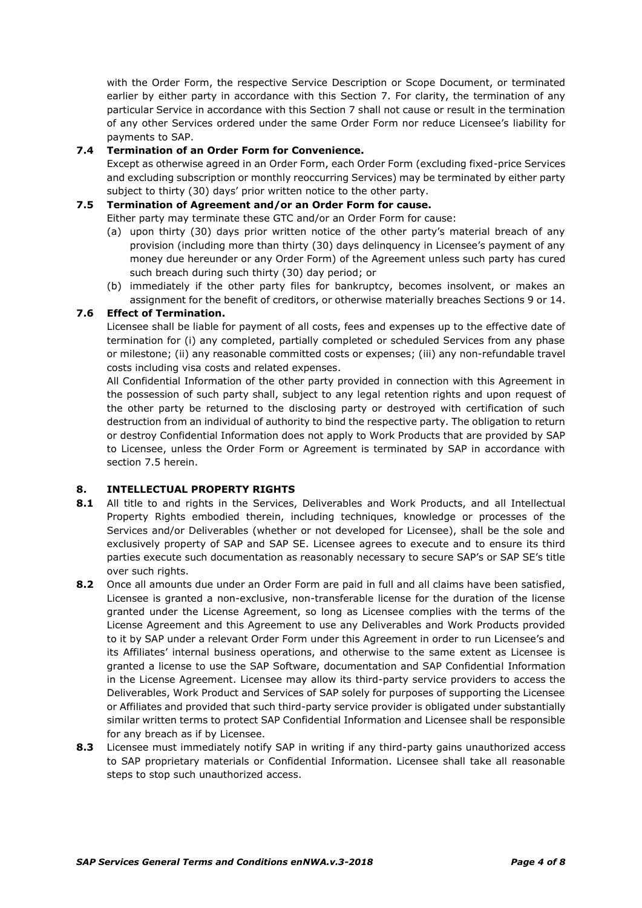with the Order Form, the respective Service Description or Scope Document, or terminated earlier by either party in accordance with this Section 7. For clarity, the termination of any particular Service in accordance with this Section 7 shall not cause or result in the termination of any other Services ordered under the same Order Form nor reduce Licensee's liability for payments to SAP.

**7.4 Termination of an Order Form for Convenience.**

Except as otherwise agreed in an Order Form, each Order Form (excluding fixed-price Services and excluding subscription or monthly reoccurring Services) may be terminated by either party subject to thirty (30) days' prior written notice to the other party.

**7.5 Termination of Agreement and/or an Order Form for cause.**

Either party may terminate these GTC and/or an Order Form for cause:

(a) upon thirty (30) days prior written notice of the other party's material breach of any provision (including more than thirty (30) days delinquency in Licensee's payment of any money due hereunder or any Order Form) of the Agreement unless such party has cured such breach during such thirty (30) day period; or

(b) immediately if the other party files for bankruptcy, becomes insolvent, or makes an assignment for the benefit of creditors, or otherwise materially breaches Sections 9 or 14.

**7.6 Effect of Termination.**

Licensee shall be liable for payment of all costs, fees and expenses up to the effective date of termination for (i) any completed, partially completed or scheduled Services from any phase or milestone; (ii) any reasonable committed costs or expenses; (iii) any non-refundable travel costs including visa costs and related expenses.

All Confidential Information of the other party provided in connection with this Agreement in the possession of such party shall, subject to any legal retention rights and upon request of the other party be returned to the disclosing party or destroyed with certification of such destruction from an individual of authority to bind the respective party. The obligation to return or destroy Confidential Information does not apply to Work Products that are provided by SAP to Licensee, unless the Order Form or Agreement is terminated by SAP in accordance with section 7.5 herein.

## 8. INTELLECTUAL PROPERTY RIGHTS

**8.1** All title to and rights in the Services, Deliverables and Work Products, and all Intellectual Property Rights embodied therein, including techniques, knowledge or processes of the Services and/or Deliverables (whether or not developed for Licensee), shall be the sole and exclusively property of SAP and SAP SE. Licensee agrees to execute and to ensure its third parties execute such documentation as reasonably necessary to secure SAP's or SAP SE's title over such rights.

**8.2** Once all amounts due under an Order Form are paid in full and all claims have been satisfied, Licensee is granted a non-exclusive, non-transferable license for the duration of the license granted under the License Agreement, so long as Licensee complies with the terms of the License Agreement and this Agreement to use any Deliverables and Work Products provided to it by SAP under a relevant Order Form under this Agreement in order to run Licensee's and its Affiliates' internal business operations, and otherwise to the same extent as Licensee is granted a license to use the SAP Software, documentation and SAP Confidential Information in the License Agreement. Licensee may allow its third-party service providers to access the Deliverables, Work Product and Services of SAP solely for purposes of supporting the Licensee or Affiliates and provided that such third-party service provider is obligated under substantially similar written terms to protect SAP Confidential Information and Licensee shall be responsible for any breach as if by Licensee.

**8.3** Licensee must immediately notify SAP in writing if any third-party gains unauthorized access to SAP proprietary materials or Confidential Information. Licensee shall take all reasonable steps to stop such unauthorized access.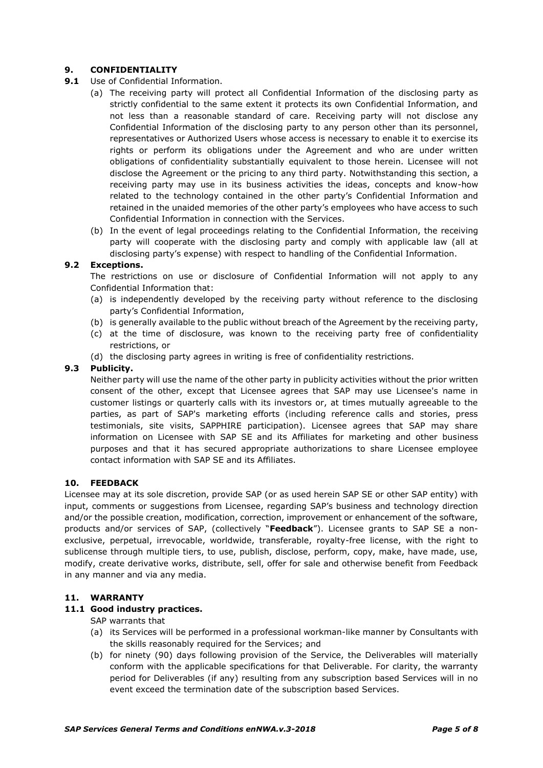## 9. CONFIDENTIALITY

**9.1** Use of Confidential Information.

(a) The receiving party will protect all Confidential Information of the disclosing party as strictly confidential to the same extent it protects its own Confidential Information, and not less than a reasonable standard of care. Receiving party will not disclose any Confidential Information of the disclosing party to any person other than its personnel, representatives or Authorized Users whose access is necessary to enable it to exercise its rights or perform its obligations under the Agreement and who are under written obligations of confidentiality substantially equivalent to those herein. Licensee will not disclose the Agreement or the pricing to any third party. Notwithstanding this section, a receiving party may use in its business activities the ideas, concepts and know-how related to the technology contained in the other party's Confidential Information and retained in the unaided memories of the other party's employees who have access to such Confidential Information in connection with the Services.

(b) In the event of legal proceedings relating to the Confidential Information, the receiving party will cooperate with the disclosing party and comply with applicable law (all at disclosing party's expense) with respect to handling of the Confidential Information.

### 9.2 Exceptions.

The restrictions on use or disclosure of Confidential Information will not apply to any Confidential Information that:

(a) is independently developed by the receiving party without reference to the disclosing party's Confidential Information,

(b) is generally available to the public without breach of the Agreement by the receiving party,

(c) at the time of disclosure, was known to the receiving party free of confidentiality restrictions, or

(d) the disclosing party agrees in writing is free of confidentiality restrictions.

### 9.3 Publicity.

Neither party will use the name of the other party in publicity activities without the prior written consent of the other, except that Licensee agrees that SAP may use Licensee's name in customer listings or quarterly calls with its investors or, at times mutually agreeable to the parties, as part of SAP's marketing efforts (including reference calls and stories, press testimonials, site visits, SAPPHIRE participation). Licensee agrees that SAP may share information on Licensee with SAP SE and its Affiliates for marketing and other business purposes and that it has secured appropriate authorizations to share Licensee employee contact information with SAP SE and its Affiliates.

## 10. FEEDBACK

Licensee may at its sole discretion, provide SAP (or as used herein SAP SE or other SAP entity) with input, comments or suggestions from Licensee, regarding SAP's business and technology direction and/or the possible creation, modification, correction, improvement or enhancement of the software, products and/or services of SAP, (collectively "**Feedback**"). Licensee grants to SAP SE a non-exclusive, perpetual, irrevocable, worldwide, transferable, royalty-free license, with the right to sublicense through multiple tiers, to use, publish, disclose, perform, copy, make, have made, use, modify, create derivative works, distribute, sell, offer for sale and otherwise benefit from Feedback in any manner and via any media.

## 11. WARRANTY

### 11.1 Good industry practices.

SAP warrants that

(a) its Services will be performed in a professional workman-like manner by Consultants with the skills reasonably required for the Services; and

(b) for ninety (90) days following provision of the Service, the Deliverables will materially conform with the applicable specifications for that Deliverable. For clarity, the warranty period for Deliverables (if any) resulting from any subscription based Services will in no event exceed the termination date of the subscription based Services.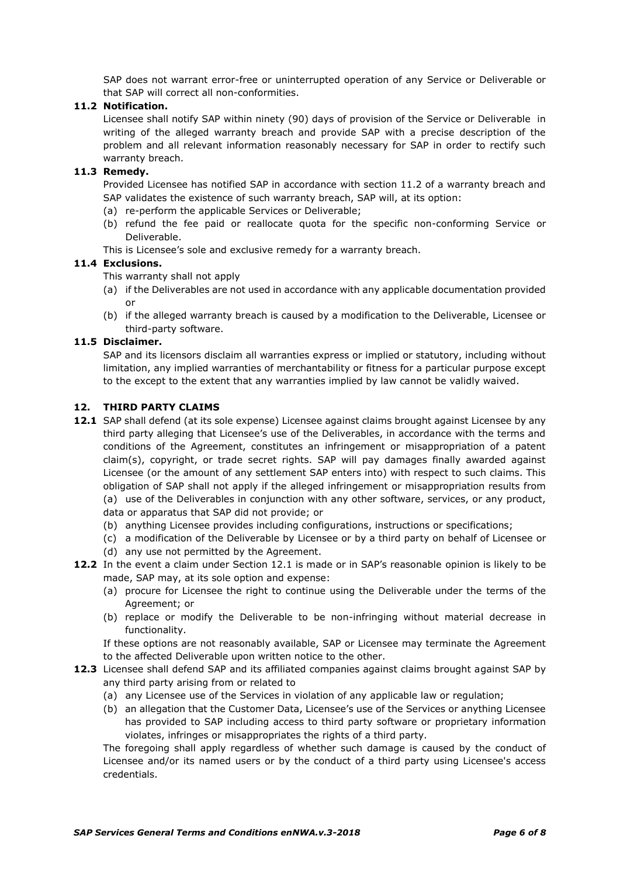SAP does not warrant error-free or uninterrupted operation of any Service or Deliverable or that SAP will correct all non-conformities.

**11.2 Notification.**

Licensee shall notify SAP within ninety (90) days of provision of the Service or Deliverable in writing of the alleged warranty breach and provide SAP with a precise description of the problem and all relevant information reasonably necessary for SAP in order to rectify such warranty breach.

**11.3 Remedy.**

Provided Licensee has notified SAP in accordance with section 11.2 of a warranty breach and SAP validates the existence of such warranty breach, SAP will, at its option:

(a) re-perform the applicable Services or Deliverable;

(b) refund the fee paid or reallocate quota for the specific non-conforming Service or Deliverable.

This is Licensee's sole and exclusive remedy for a warranty breach.

**11.4 Exclusions.**

This warranty shall not apply

(a) if the Deliverables are not used in accordance with any applicable documentation provided or

(b) if the alleged warranty breach is caused by a modification to the Deliverable, Licensee or third-party software.

**11.5 Disclaimer.**

SAP and its licensors disclaim all warranties express or implied or statutory, including without limitation, any implied warranties of merchantability or fitness for a particular purpose except to the except to the extent that any warranties implied by law cannot be validly waived.

## 12. THIRD PARTY CLAIMS

**12.1** SAP shall defend (at its sole expense) Licensee against claims brought against Licensee by any third party alleging that Licensee's use of the Deliverables, in accordance with the terms and conditions of the Agreement, constitutes an infringement or misappropriation of a patent claim(s), copyright, or trade secret rights. SAP will pay damages finally awarded against Licensee (or the amount of any settlement SAP enters into) with respect to such claims. This obligation of SAP shall not apply if the alleged infringement or misappropriation results from

(a) use of the Deliverables in conjunction with any other software, services, or any product, data or apparatus that SAP did not provide; or

(b) anything Licensee provides including configurations, instructions or specifications;

(c) a modification of the Deliverable by Licensee or by a third party on behalf of Licensee or

(d) any use not permitted by the Agreement.

**12.2** In the event a claim under Section 12.1 is made or in SAP's reasonable opinion is likely to be made, SAP may, at its sole option and expense:

(a) procure for Licensee the right to continue using the Deliverable under the terms of the Agreement; or

(b) replace or modify the Deliverable to be non-infringing without material decrease in functionality.

If these options are not reasonably available, SAP or Licensee may terminate the Agreement to the affected Deliverable upon written notice to the other.

**12.3** Licensee shall defend SAP and its affiliated companies against claims brought against SAP by any third party arising from or related to

(a) any Licensee use of the Services in violation of any applicable law or regulation;

(b) an allegation that the Customer Data, Licensee's use of the Services or anything Licensee has provided to SAP including access to third party software or proprietary information violates, infringes or misappropriates the rights of a third party.

The foregoing shall apply regardless of whether such damage is caused by the conduct of Licensee and/or its named users or by the conduct of a third party using Licensee's access credentials.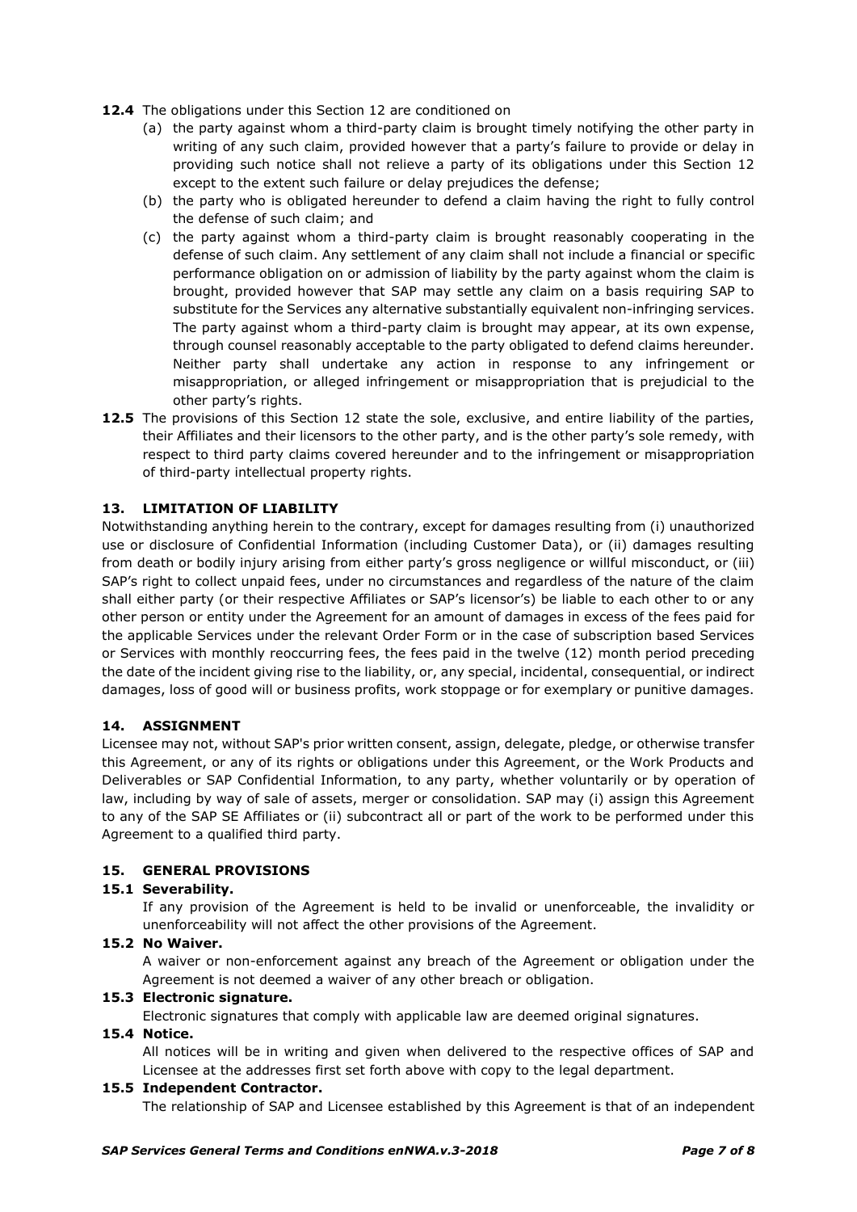**12.4** The obligations under this Section 12 are conditioned on

(a) the party against whom a third-party claim is brought timely notifying the other party in writing of any such claim, provided however that a party's failure to provide or delay in providing such notice shall not relieve a party of its obligations under this Section 12 except to the extent such failure or delay prejudices the defense;

(b) the party who is obligated hereunder to defend a claim having the right to fully control the defense of such claim; and

(c) the party against whom a third-party claim is brought reasonably cooperating in the defense of such claim. Any settlement of any claim shall not include a financial or specific performance obligation on or admission of liability by the party against whom the claim is brought, provided however that SAP may settle any claim on a basis requiring SAP to substitute for the Services any alternative substantially equivalent non-infringing services. The party against whom a third-party claim is brought may appear, at its own expense, through counsel reasonably acceptable to the party obligated to defend claims hereunder. Neither party shall undertake any action in response to any infringement or misappropriation, or alleged infringement or misappropriation that is prejudicial to the other party's rights.

**12.5** The provisions of this Section 12 state the sole, exclusive, and entire liability of the parties, their Affiliates and their licensors to the other party, and is the other party's sole remedy, with respect to third party claims covered hereunder and to the infringement or misappropriation of third-party intellectual property rights.

## 13. LIMITATION OF LIABILITY

Notwithstanding anything herein to the contrary, except for damages resulting from (i) unauthorized use or disclosure of Confidential Information (including Customer Data), or (ii) damages resulting from death or bodily injury arising from either party's gross negligence or willful misconduct, or (iii) SAP's right to collect unpaid fees, under no circumstances and regardless of the nature of the claim shall either party (or their respective Affiliates or SAP's licensor's) be liable to each other to or any other person or entity under the Agreement for an amount of damages in excess of the fees paid for the applicable Services under the relevant Order Form or in the case of subscription based Services or Services with monthly reoccurring fees, the fees paid in the twelve (12) month period preceding the date of the incident giving rise to the liability, or, any special, incidental, consequential, or indirect damages, loss of good will or business profits, work stoppage or for exemplary or punitive damages.

## 14. ASSIGNMENT

Licensee may not, without SAP's prior written consent, assign, delegate, pledge, or otherwise transfer this Agreement, or any of its rights or obligations under this Agreement, or the Work Products and Deliverables or SAP Confidential Information, to any party, whether voluntarily or by operation of law, including by way of sale of assets, merger or consolidation. SAP may (i) assign this Agreement to any of the SAP SE Affiliates or (ii) subcontract all or part of the work to be performed under this Agreement to a qualified third party.

## 15. GENERAL PROVISIONS

### 15.1 Severability.

If any provision of the Agreement is held to be invalid or unenforceable, the invalidity or unenforceability will not affect the other provisions of the Agreement.

### 15.2 No Waiver.

A waiver or non-enforcement against any breach of the Agreement or obligation under the Agreement is not deemed a waiver of any other breach or obligation.

### 15.3 Electronic signature.

Electronic signatures that comply with applicable law are deemed original signatures.

### 15.4 Notice.

All notices will be in writing and given when delivered to the respective offices of SAP and Licensee at the addresses first set forth above with copy to the legal department.

### 15.5 Independent Contractor.

The relationship of SAP and Licensee established by this Agreement is that of an independent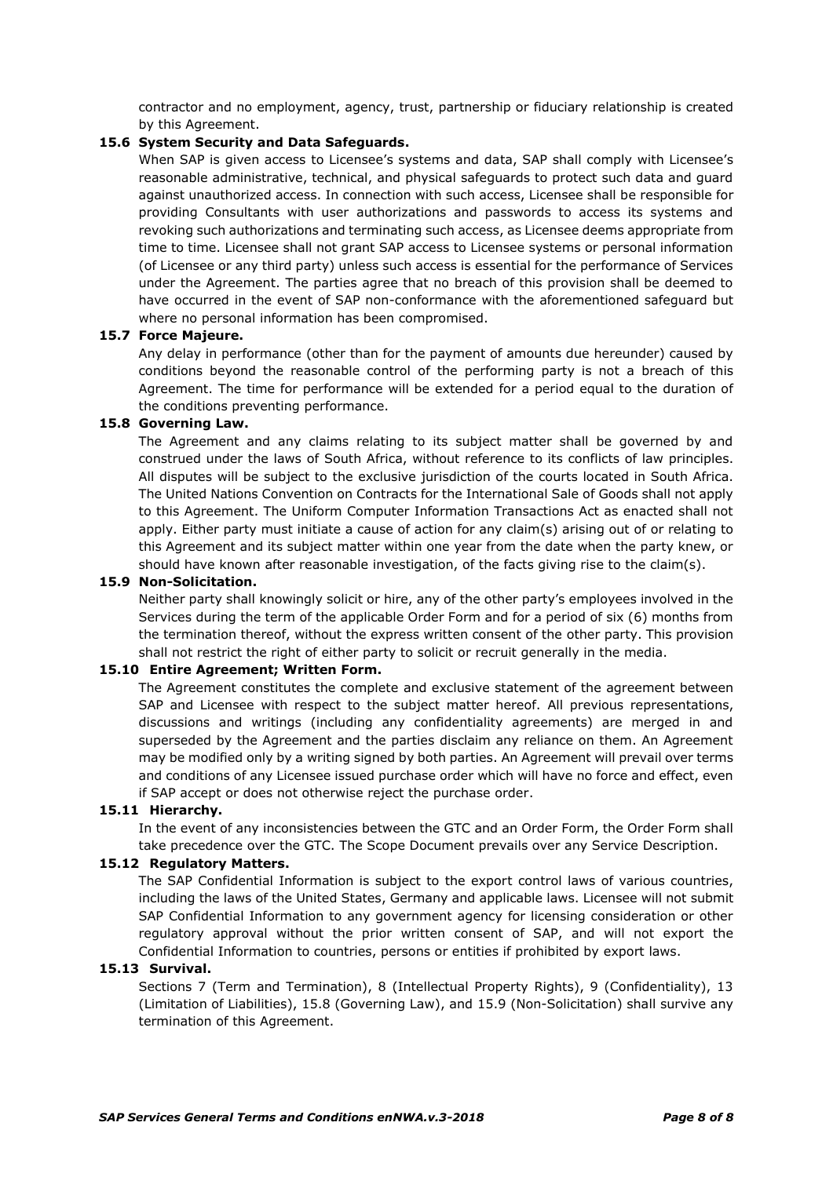contractor and no employment, agency, trust, partnership or fiduciary relationship is created by this Agreement.

**15.6 System Security and Data Safeguards.**

When SAP is given access to Licensee's systems and data, SAP shall comply with Licensee's reasonable administrative, technical, and physical safeguards to protect such data and guard against unauthorized access. In connection with such access, Licensee shall be responsible for providing Consultants with user authorizations and passwords to access its systems and revoking such authorizations and terminating such access, as Licensee deems appropriate from time to time. Licensee shall not grant SAP access to Licensee systems or personal information (of Licensee or any third party) unless such access is essential for the performance of Services under the Agreement. The parties agree that no breach of this provision shall be deemed to have occurred in the event of SAP non-conformance with the aforementioned safeguard but where no personal information has been compromised.

**15.7 Force Majeure.**

Any delay in performance (other than for the payment of amounts due hereunder) caused by conditions beyond the reasonable control of the performing party is not a breach of this Agreement. The time for performance will be extended for a period equal to the duration of the conditions preventing performance.

**15.8 Governing Law.**

The Agreement and any claims relating to its subject matter shall be governed by and construed under the laws of South Africa, without reference to its conflicts of law principles. All disputes will be subject to the exclusive jurisdiction of the courts located in South Africa. The United Nations Convention on Contracts for the International Sale of Goods shall not apply to this Agreement. The Uniform Computer Information Transactions Act as enacted shall not apply. Either party must initiate a cause of action for any claim(s) arising out of or relating to this Agreement and its subject matter within one year from the date when the party knew, or should have known after reasonable investigation, of the facts giving rise to the claim(s).

**15.9 Non-Solicitation.**

Neither party shall knowingly solicit or hire, any of the other party's employees involved in the Services during the term of the applicable Order Form and for a period of six (6) months from the termination thereof, without the express written consent of the other party. This provision shall not restrict the right of either party to solicit or recruit generally in the media.

**15.10 Entire Agreement; Written Form.**

The Agreement constitutes the complete and exclusive statement of the agreement between SAP and Licensee with respect to the subject matter hereof. All previous representations, discussions and writings (including any confidentiality agreements) are merged in and superseded by the Agreement and the parties disclaim any reliance on them. An Agreement may be modified only by a writing signed by both parties. An Agreement will prevail over terms and conditions of any Licensee issued purchase order which will have no force and effect, even if SAP accept or does not otherwise reject the purchase order.

**15.11 Hierarchy.**

In the event of any inconsistencies between the GTC and an Order Form, the Order Form shall take precedence over the GTC. The Scope Document prevails over any Service Description.

**15.12 Regulatory Matters.**

The SAP Confidential Information is subject to the export control laws of various countries, including the laws of the United States, Germany and applicable laws. Licensee will not submit SAP Confidential Information to any government agency for licensing consideration or other regulatory approval without the prior written consent of SAP, and will not export the Confidential Information to countries, persons or entities if prohibited by export laws.

**15.13 Survival.**

Sections 7 (Term and Termination), 8 (Intellectual Property Rights), 9 (Confidentiality), 13 (Limitation of Liabilities), 15.8 (Governing Law), and 15.9 (Non-Solicitation) shall survive any termination of this Agreement.